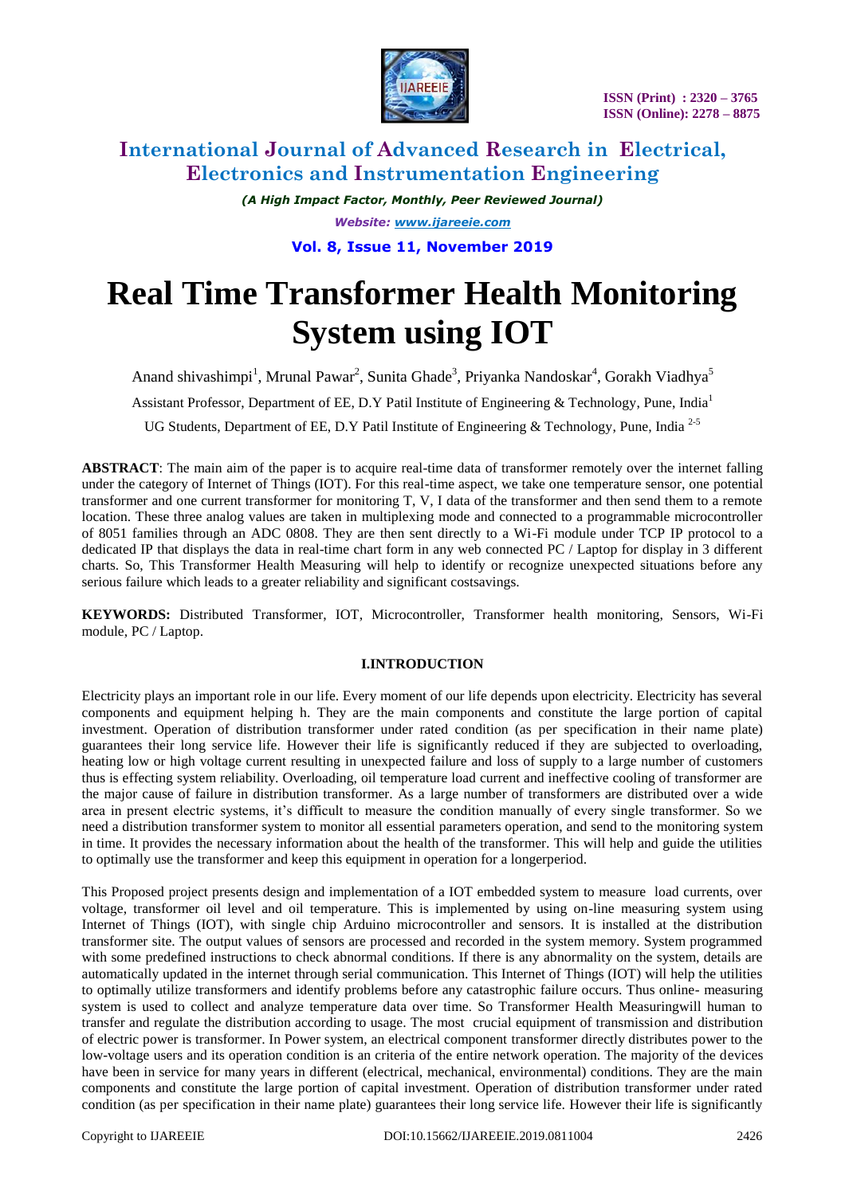# International Journal of Advanced Research in Electrical, Electronics and Instrumentation Engineering

*(A High Impact Factor, Monthly, Peer Reviewed Journal)*

*Website: www.ijareeie.com*

**Vol. 8, Issue 11, November 2019**

# Real Time Transformer Health Monitoring System using IOT

Anand shivashimpi[1], Mrunal Pawar[2], Sunita Ghade[3], Priyanka Nandoskar[4], Gorakh Viadhya[5]

Assistant Professor, Department of EE, D.Y Patil Institute of Engineering & Technology, Pune, India[1]

UG Students, Department of EE, D.Y Patil Institute of Engineering & Technology, Pune, India [2-5]

**ABSTRACT**: The main aim of the paper is to acquire real-time data of transformer remotely over the internet falling under the category of Internet of Things (IOT). For this real-time aspect, we take one temperature sensor, one potential transformer and one current transformer for monitoring T, V, I data of the transformer and then send them to a remote location. These three analog values are taken in multiplexing mode and connected to a programmable microcontroller of 8051 families through an ADC 0808. They are then sent directly to a Wi-Fi module under TCP IP protocol to a dedicated IP that displays the data in real-time chart form in any web connected PC / Laptop for display in 3 different charts. So, This Transformer Health Measuring will help to identify or recognize unexpected situations before any serious failure which leads to a greater reliability and significant costsavings.

**KEYWORDS:** Distributed Transformer, IOT, Microcontroller, Transformer health monitoring, Sensors, Wi-Fi module, PC / Laptop.

## I.INTRODUCTION

Electricity plays an important role in our life. Every moment of our life depends upon electricity. Electricity has several components and equipment helping h. They are the main components and constitute the large portion of capital investment. Operation of distribution transformer under rated condition (as per specification in their name plate) guarantees their long service life. However their life is significantly reduced if they are subjected to overloading, heating low or high voltage current resulting in unexpected failure and loss of supply to a large number of customers thus is effecting system reliability. Overloading, oil temperature load current and ineffective cooling of transformer are the major cause of failure in distribution transformer. As a large number of transformers are distributed over a wide area in present electric systems, it's difficult to measure the condition manually of every single transformer. So we need a distribution transformer system to monitor all essential parameters operation, and send to the monitoring system in time. It provides the necessary information about the health of the transformer. This will help and guide the utilities to optimally use the transformer and keep this equipment in operation for a longerperiod.

This Proposed project presents design and implementation of a IOT embedded system to measure load currents, over voltage, transformer oil level and oil temperature. This is implemented by using on-line measuring system using Internet of Things (IOT), with single chip Arduino microcontroller and sensors. It is installed at the distribution transformer site. The output values of sensors are processed and recorded in the system memory. System programmed with some predefined instructions to check abnormal conditions. If there is any abnormality on the system, details are automatically updated in the internet through serial communication. This Internet of Things (IOT) will help the utilities to optimally utilize transformers and identify problems before any catastrophic failure occurs. Thus online- measuring system is used to collect and analyze temperature data over time. So Transformer Health Measuringwill human to transfer and regulate the distribution according to usage. The most crucial equipment of transmission and distribution of electric power is transformer. In Power system, an electrical component transformer directly distributes power to the low-voltage users and its operation condition is an criteria of the entire network operation. The majority of the devices have been in service for many years in different (electrical, mechanical, environmental) conditions. They are the main components and constitute the large portion of capital investment. Operation of distribution transformer under rated condition (as per specification in their name plate) guarantees their long service life. However their life is significantly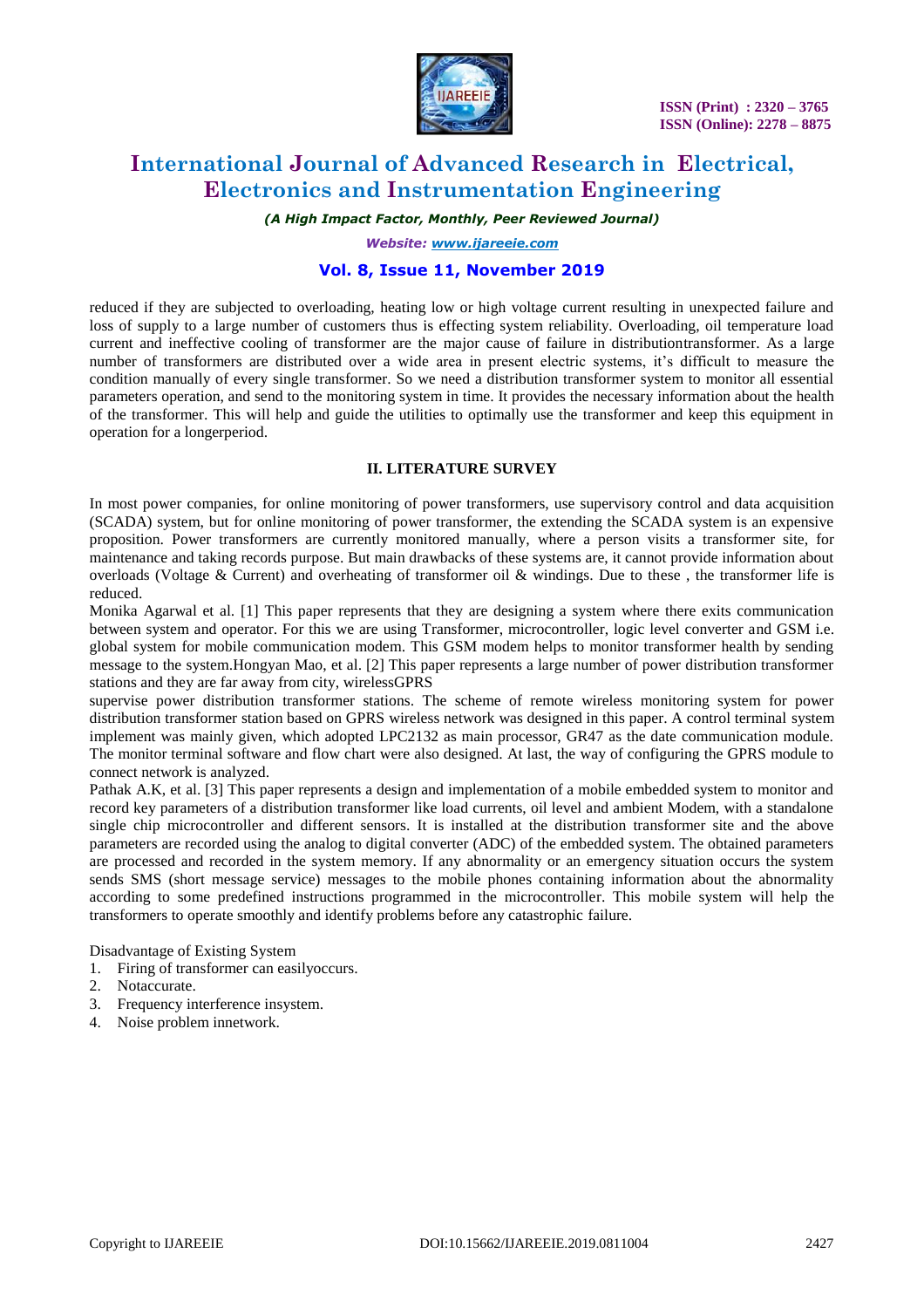reduced if they are subjected to overloading, heating low or high voltage current resulting in unexpected failure and loss of supply to a large number of customers thus is effecting system reliability. Overloading, oil temperature load current and ineffective cooling of transformer are the major cause of failure in distributiontransformer. As a large number of transformers are distributed over a wide area in present electric systems, it's difficult to measure the condition manually of every single transformer. So we need a distribution transformer system to monitor all essential parameters operation, and send to the monitoring system in time. It provides the necessary information about the health of the transformer. This will help and guide the utilities to optimally use the transformer and keep this equipment in operation for a longerperiod.

## II. LITERATURE SURVEY

In most power companies, for online monitoring of power transformers, use supervisory control and data acquisition (SCADA) system, but for online monitoring of power transformer, the extending the SCADA system is an expensive proposition. Power transformers are currently monitored manually, where a person visits a transformer site, for maintenance and taking records purpose. But main drawbacks of these systems are, it cannot provide information about overloads (Voltage & Current) and overheating of transformer oil & windings. Due to these , the transformer life is reduced.

Monika Agarwal et al. [1] This paper represents that they are designing a system where there exits communication between system and operator. For this we are using Transformer, microcontroller, logic level converter and GSM i.e. global system for mobile communication modem. This GSM modem helps to monitor transformer health by sending message to the system.Hongyan Mao, et al. [2] This paper represents a large number of power distribution transformer stations and they are far away from city, wirelessGPRS

supervise power distribution transformer stations. The scheme of remote wireless monitoring system for power distribution transformer station based on GPRS wireless network was designed in this paper. A control terminal system implement was mainly given, which adopted LPC2132 as main processor, GR47 as the date communication module. The monitor terminal software and flow chart were also designed. At last, the way of configuring the GPRS module to connect network is analyzed.

Pathak A.K, et al. [3] This paper represents a design and implementation of a mobile embedded system to monitor and record key parameters of a distribution transformer like load currents, oil level and ambient Modem, with a standalone single chip microcontroller and different sensors. It is installed at the distribution transformer site and the above parameters are recorded using the analog to digital converter (ADC) of the embedded system. The obtained parameters are processed and recorded in the system memory. If any abnormality or an emergency situation occurs the system sends SMS (short message service) messages to the mobile phones containing information about the abnormality according to some predefined instructions programmed in the microcontroller. This mobile system will help the transformers to operate smoothly and identify problems before any catastrophic failure.

Disadvantage of Existing System

1. Firing of transformer can easilyoccurs.
2. Notaccurate.
3. Frequency interference insystem.
4. Noise problem innetwork.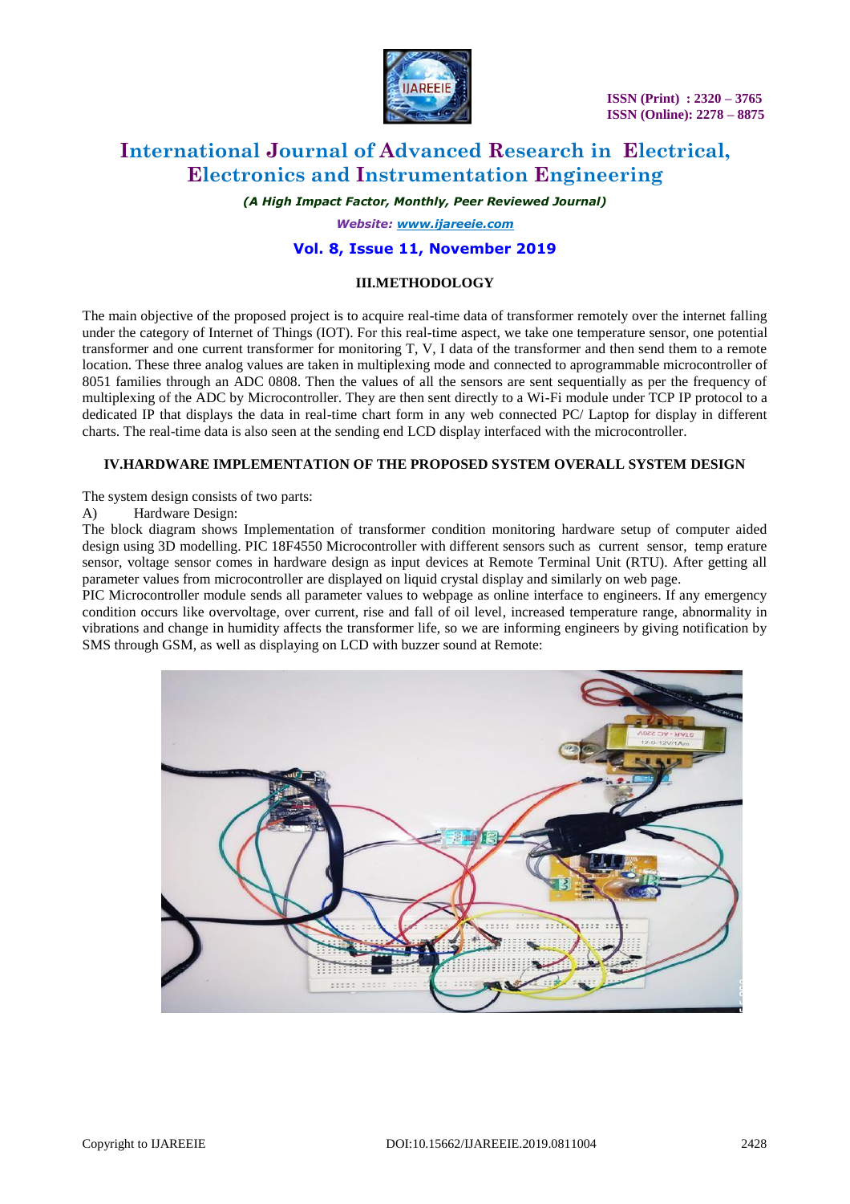## III.METHODOLOGY

The main objective of the proposed project is to acquire real-time data of transformer remotely over the internet falling under the category of Internet of Things (IOT). For this real-time aspect, we take one temperature sensor, one potential transformer and one current transformer for monitoring T, V, I data of the transformer and then send them to a remote location. These three analog values are taken in multiplexing mode and connected to aprogrammable microcontroller of 8051 families through an ADC 0808. Then the values of all the sensors are sent sequentially as per the frequency of multiplexing of the ADC by Microcontroller. They are then sent directly to a Wi-Fi module under TCP IP protocol to a dedicated IP that displays the data in real-time chart form in any web connected PC/ Laptop for display in different charts. The real-time data is also seen at the sending end LCD display interfaced with the microcontroller.

## IV.HARDWARE IMPLEMENTATION OF THE PROPOSED SYSTEM OVERALL SYSTEM DESIGN

The system design consists of two parts:

A) Hardware Design:

The block diagram shows Implementation of transformer condition monitoring hardware setup of computer aided design using 3D modelling. PIC 18F4550 Microcontroller with different sensors such as current sensor, temp erature sensor, voltage sensor comes in hardware design as input devices at Remote Terminal Unit (RTU). After getting all parameter values from microcontroller are displayed on liquid crystal display and similarly on web page.

PIC Microcontroller module sends all parameter values to webpage as online interface to engineers. If any emergency condition occurs like overvoltage, over current, rise and fall of oil level, increased temperature range, abnormality in vibrations and change in humidity affects the transformer life, so we are informing engineers by giving notification by SMS through GSM, as well as displaying on LCD with buzzer sound at Remote: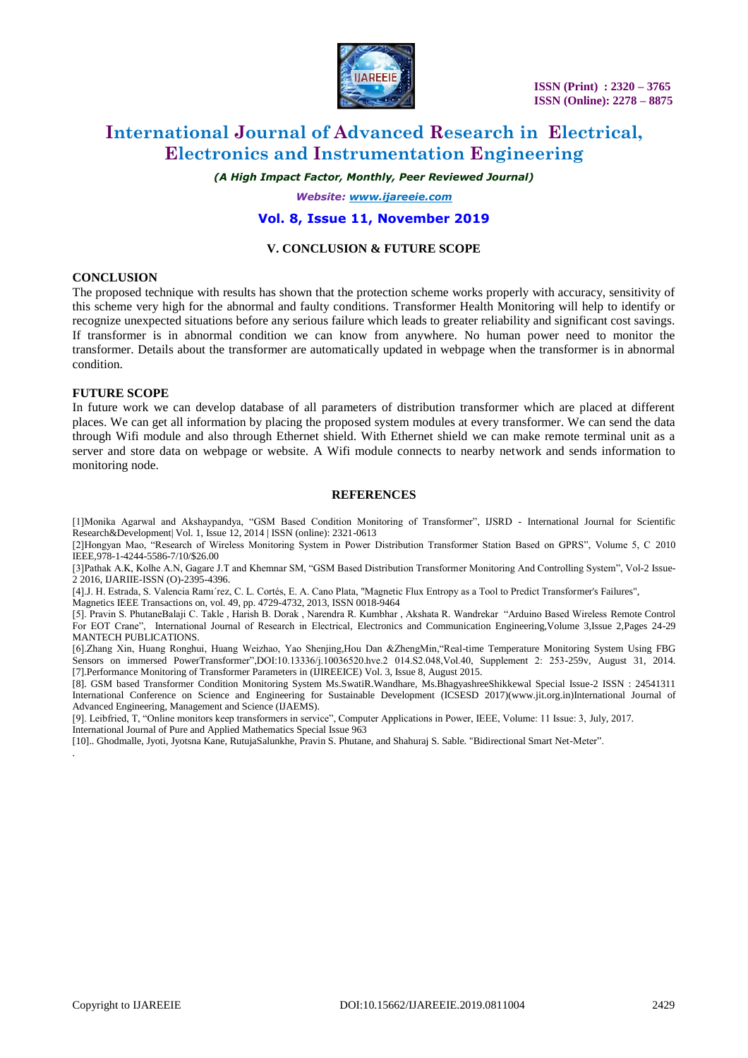## V. CONCLUSION & FUTURE SCOPE

### CONCLUSION

The proposed technique with results has shown that the protection scheme works properly with accuracy, sensitivity of this scheme very high for the abnormal and faulty conditions. Transformer Health Monitoring will help to identify or recognize unexpected situations before any serious failure which leads to greater reliability and significant cost savings. If transformer is in abnormal condition we can know from anywhere. No human power need to monitor the transformer. Details about the transformer are automatically updated in webpage when the transformer is in abnormal condition.

### FUTURE SCOPE

In future work we can develop database of all parameters of distribution transformer which are placed at different places. We can get all information by placing the proposed system modules at every transformer. We can send the data through Wifi module and also through Ethernet shield. With Ethernet shield we can make remote terminal unit as a server and store data on webpage or website. A Wifi module connects to nearby network and sends information to monitoring node.

## REFERENCES

[1]Monika Agarwal and Akshaypandya, "GSM Based Condition Monitoring of Transformer", IJSRD - International Journal for Scientific Research&Development| Vol. 1, Issue 12, 2014 | ISSN (online): 2321-0613

[2]Hongyan Mao, "Research of Wireless Monitoring System in Power Distribution Transformer Station Based on GPRS", Volume 5, C 2010 IEEE,978-1-4244-5586-7/10/$26.00

[3]Pathak A.K, Kolhe A.N, Gagare J.T and Khemnar SM, "GSM Based Distribution Transformer Monitoring And Controlling System", Vol-2 Issue-2 2016, IJARIIE-ISSN (O)-2395-4396.

[4].J. H. Estrada, S. Valencia Ramı´rez, C. L. Cortés, E. A. Cano Plata, "Magnetic Flux Entropy as a Tool to Predict Transformer's Failures", Magnetics IEEE Transactions on, vol. 49, pp. 4729-4732, 2013, ISSN 0018-9464

[5]. Pravin S. PhutaneBalaji C. Takle , Harish B. Dorak , Narendra R. Kumbhar , Akshata R. Wandrekar "Arduino Based Wireless Remote Control For EOT Crane", International Journal of Research in Electrical, Electronics and Communication Engineering,Volume 3,Issue 2,Pages 24-29 MANTECH PUBLICATIONS.

[6].Zhang Xin, Huang Ronghui, Huang Weizhao, Yao Shenjing,Hou Dan &ZhengMin,"Real-time Temperature Monitoring System Using FBG Sensors on immersed PowerTransformer",DOI:10.13336/j.10036520.hve.2 014.S2.048,Vol.40, Supplement 2: 253-259v, August 31, 2014.

[7].Performance Monitoring of Transformer Parameters in (IJIREEICE) Vol. 3, Issue 8, August 2015.

[8]. GSM based Transformer Condition Monitoring System Ms.SwatiR.Wandhare, Ms.BhagyashreeShikkewal Special Issue-2 ISSN : 24541311 International Conference on Science and Engineering for Sustainable Development (ICSESD 2017)(www.jit.org.in)International Journal of Advanced Engineering, Management and Science (IJAEMS).

[9]. Leibfried, T, "Online monitors keep transformers in service", Computer Applications in Power, IEEE, Volume: 11 Issue: 3, July, 2017. International Journal of Pure and Applied Mathematics Special Issue 963

[10].. Ghodmalle, Jyoti, Jyotsna Kane, RutujaSalunkhe, Pravin S. Phutane, and Shahuraj S. Sable. "Bidirectional Smart Net-Meter".